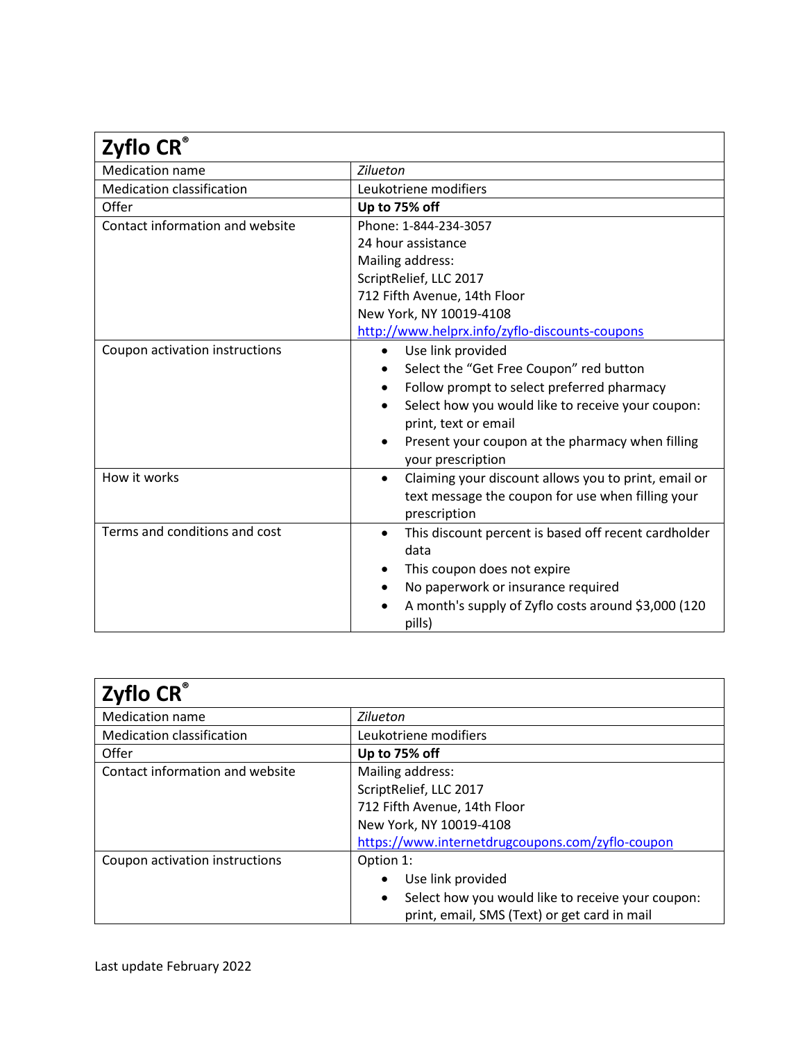| Zyflo CR® | |
|---|---|
| Medication name | *Zileuton* |
| Medication classification | Leukotriene modifiers |
| Offer | **Up to 75% off** |
| Contact information and website | Phone: 1-844-234-3057<br>24 hour assistance<br>Mailing address:<br>ScriptRelief, LLC 2017<br>712 Fifth Avenue, 14th Floor<br>New York, NY 10019-4108<br>[http://www.helprx.info/zyflo-discounts-coupons](http://www.helprx.info/zyflo-discounts-coupons) |
| Coupon activation instructions | • Use link provided<br>• Select the "Get Free Coupon" red button<br>• Follow prompt to select preferred pharmacy<br>• Select how you would like to receive your coupon: print, text or email<br>• Present your coupon at the pharmacy when filling your prescription |
| How it works | • Claiming your discount allows you to print, email or text message the coupon for use when filling your prescription |
| Terms and conditions and cost | • This discount percent is based off recent cardholder data<br>• This coupon does not expire<br>• No paperwork or insurance required<br>• A month's supply of Zyflo costs around $3,000 (120 pills) |

| Zyflo CR® | |
|---|---|
| Medication name | *Zileuton* |
| Medication classification | Leukotriene modifiers |
| Offer | **Up to 75% off** |
| Contact information and website | Mailing address:<br>ScriptRelief, LLC 2017<br>712 Fifth Avenue, 14th Floor<br>New York, NY 10019-4108<br>[https://www.internetdrugcoupons.com/zyflo-coupon](https://www.internetdrugcoupons.com/zyflo-coupon) |
| Coupon activation instructions | Option 1:<br>• Use link provided<br>• Select how you would like to receive your coupon: print, email, SMS (Text) or get card in mail |

Last update February 2022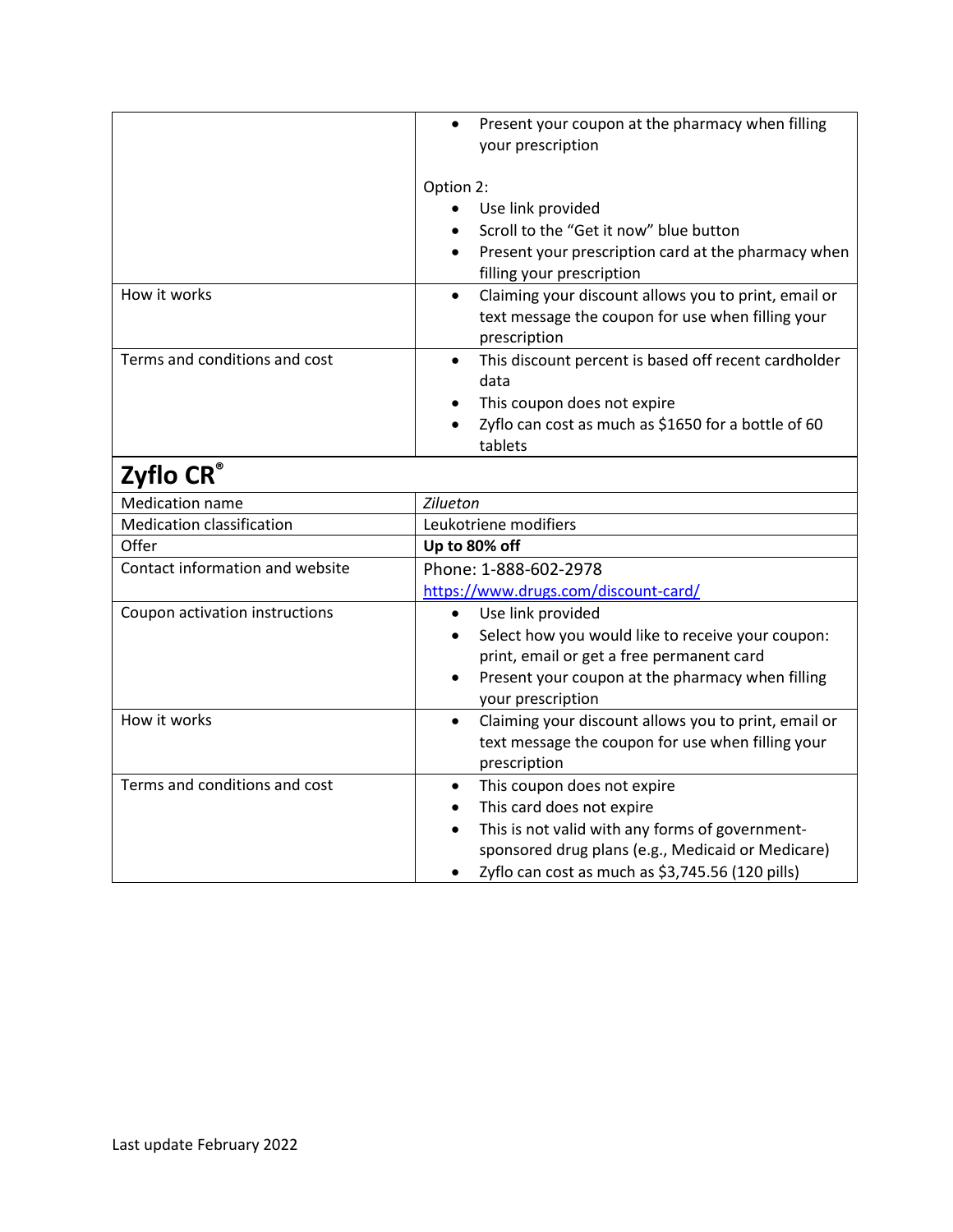| | |
|---|---|
| | • Present your coupon at the pharmacy when filling your prescription<br><br>Option 2:<br>• Use link provided<br>• Scroll to the "Get it now" blue button<br>• Present your prescription card at the pharmacy when filling your prescription |
| How it works | • Claiming your discount allows you to print, email or text message the coupon for use when filling your prescription |
| Terms and conditions and cost | • This discount percent is based off recent cardholder data<br>• This coupon does not expire<br>• Zyflo can cost as much as $1650 for a bottle of 60 tablets |

## Zyflo CR®

| | |
|---|---|
| Medication name | *Zileuton* |
| Medication classification | Leukotriene modifiers |
| Offer | **Up to 80% off** |
| Contact information and website | Phone: 1-888-602-2978<br>https://www.drugs.com/discount-card/ |
| Coupon activation instructions | • Use link provided<br>• Select how you would like to receive your coupon: print, email or get a free permanent card<br>• Present your coupon at the pharmacy when filling your prescription |
| How it works | • Claiming your discount allows you to print, email or text message the coupon for use when filling your prescription |
| Terms and conditions and cost | • This coupon does not expire<br>• This card does not expire<br>• This is not valid with any forms of government-sponsored drug plans (e.g., Medicaid or Medicare)<br>• Zyflo can cost as much as $3,745.56 (120 pills) |

Last update February 2022